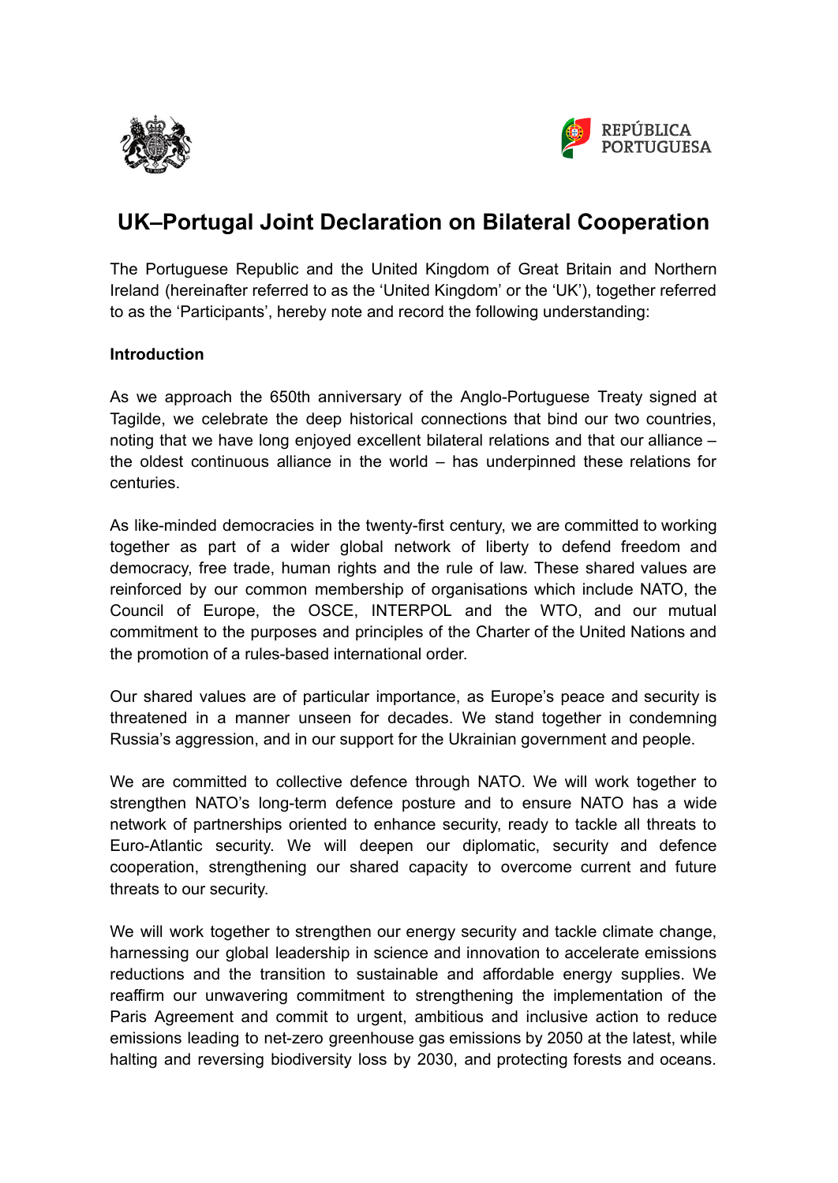# UK–Portugal Joint Declaration on Bilateral Cooperation

The Portuguese Republic and the United Kingdom of Great Britain and Northern Ireland (hereinafter referred to as the 'United Kingdom' or the 'UK'), together referred to as the 'Participants', hereby note and record the following understanding:

**Introduction**

As we approach the 650th anniversary of the Anglo-Portuguese Treaty signed at Tagilde, we celebrate the deep historical connections that bind our two countries, noting that we have long enjoyed excellent bilateral relations and that our alliance – the oldest continuous alliance in the world – has underpinned these relations for centuries.

As like-minded democracies in the twenty-first century, we are committed to working together as part of a wider global network of liberty to defend freedom and democracy, free trade, human rights and the rule of law. These shared values are reinforced by our common membership of organisations which include NATO, the Council of Europe, the OSCE, INTERPOL and the WTO, and our mutual commitment to the purposes and principles of the Charter of the United Nations and the promotion of a rules-based international order.

Our shared values are of particular importance, as Europe's peace and security is threatened in a manner unseen for decades. We stand together in condemning Russia's aggression, and in our support for the Ukrainian government and people.

We are committed to collective defence through NATO. We will work together to strengthen NATO's long-term defence posture and to ensure NATO has a wide network of partnerships oriented to enhance security, ready to tackle all threats to Euro-Atlantic security. We will deepen our diplomatic, security and defence cooperation, strengthening our shared capacity to overcome current and future threats to our security.

We will work together to strengthen our energy security and tackle climate change, harnessing our global leadership in science and innovation to accelerate emissions reductions and the transition to sustainable and affordable energy supplies. We reaffirm our unwavering commitment to strengthening the implementation of the Paris Agreement and commit to urgent, ambitious and inclusive action to reduce emissions leading to net-zero greenhouse gas emissions by 2050 at the latest, while halting and reversing biodiversity loss by 2030, and protecting forests and oceans.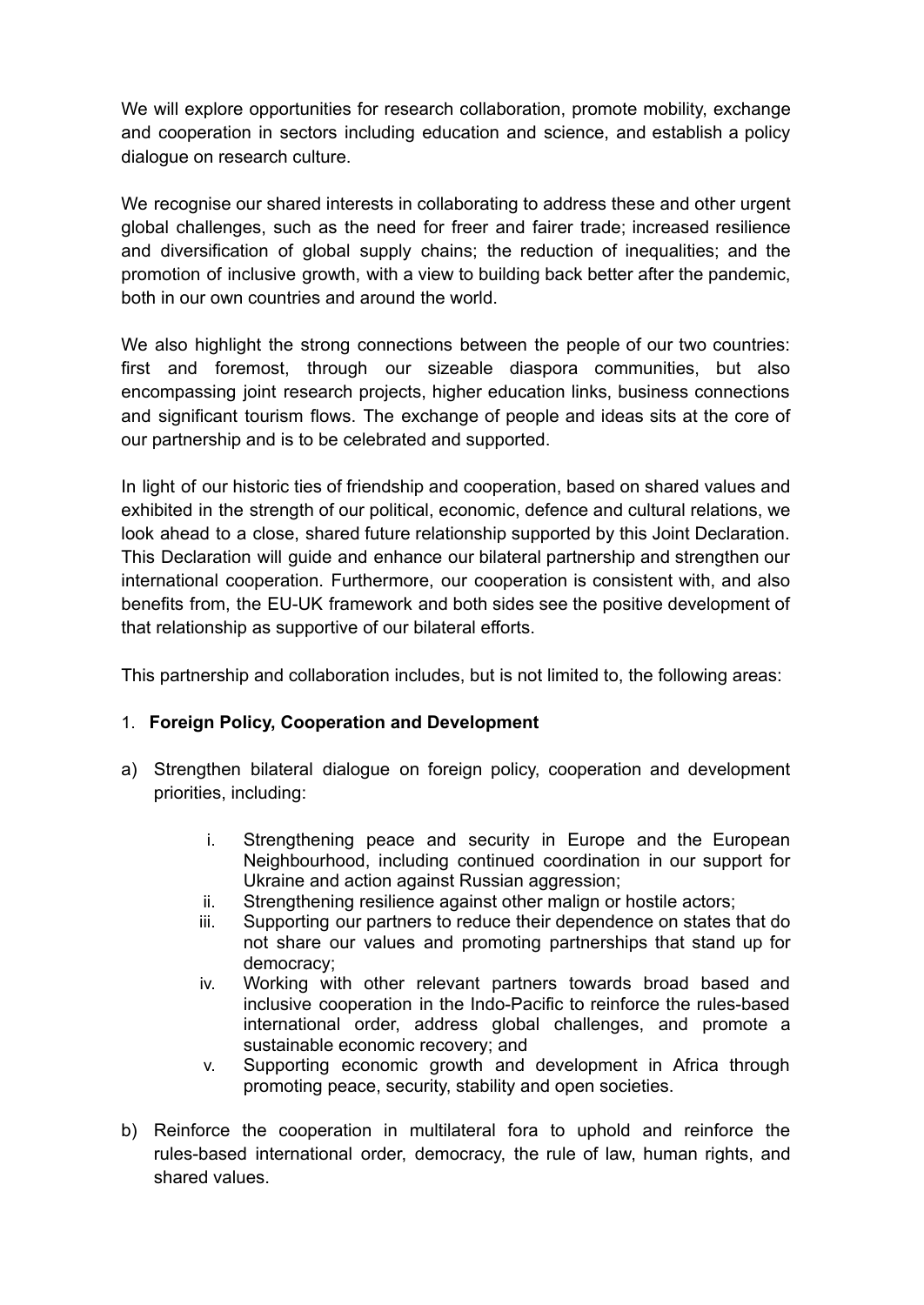We will explore opportunities for research collaboration, promote mobility, exchange and cooperation in sectors including education and science, and establish a policy dialogue on research culture.

We recognise our shared interests in collaborating to address these and other urgent global challenges, such as the need for freer and fairer trade; increased resilience and diversification of global supply chains; the reduction of inequalities; and the promotion of inclusive growth, with a view to building back better after the pandemic, both in our own countries and around the world.

We also highlight the strong connections between the people of our two countries: first and foremost, through our sizeable diaspora communities, but also encompassing joint research projects, higher education links, business connections and significant tourism flows. The exchange of people and ideas sits at the core of our partnership and is to be celebrated and supported.

In light of our historic ties of friendship and cooperation, based on shared values and exhibited in the strength of our political, economic, defence and cultural relations, we look ahead to a close, shared future relationship supported by this Joint Declaration. This Declaration will guide and enhance our bilateral partnership and strengthen our international cooperation. Furthermore, our cooperation is consistent with, and also benefits from, the EU-UK framework and both sides see the positive development of that relationship as supportive of our bilateral efforts.

This partnership and collaboration includes, but is not limited to, the following areas:

1. **Foreign Policy, Cooperation and Development**

a) Strengthen bilateral dialogue on foreign policy, cooperation and development priorities, including:

   i. Strengthening peace and security in Europe and the European Neighbourhood, including continued coordination in our support for Ukraine and action against Russian aggression;
   ii. Strengthening resilience against other malign or hostile actors;
   iii. Supporting our partners to reduce their dependence on states that do not share our values and promoting partnerships that stand up for democracy;
   iv. Working with other relevant partners towards broad based and inclusive cooperation in the Indo-Pacific to reinforce the rules-based international order, address global challenges, and promote a sustainable economic recovery; and
   v. Supporting economic growth and development in Africa through promoting peace, security, stability and open societies.

b) Reinforce the cooperation in multilateral fora to uphold and reinforce the rules-based international order, democracy, the rule of law, human rights, and shared values.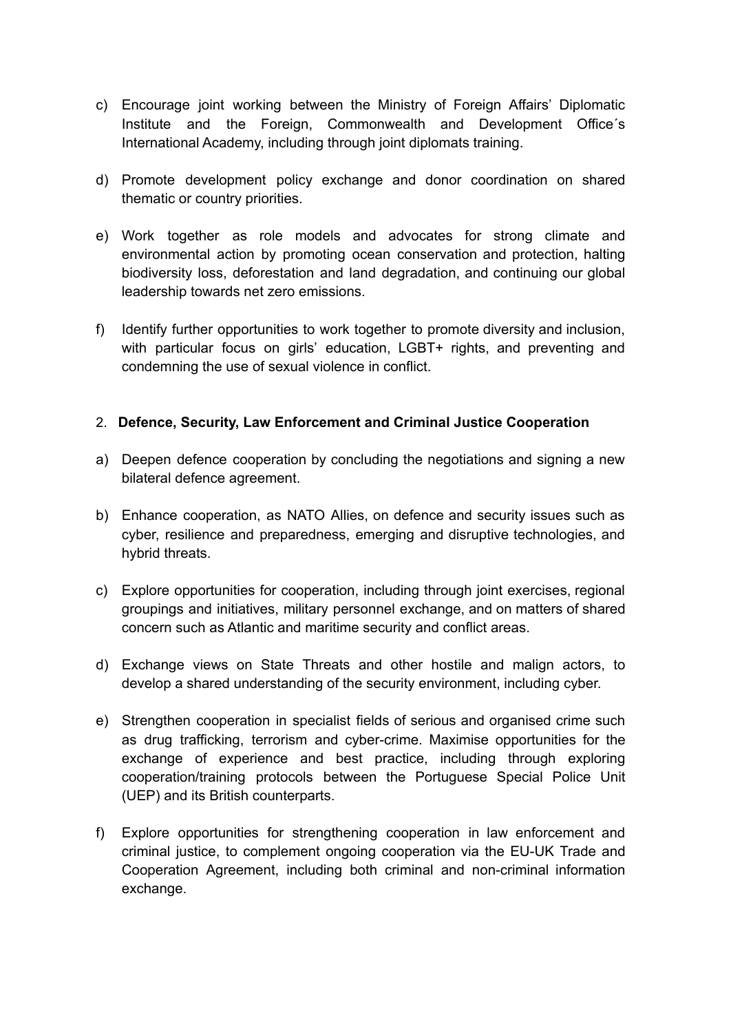c) Encourage joint working between the Ministry of Foreign Affairs' Diplomatic Institute and the Foreign, Commonwealth and Development Office´s International Academy, including through joint diplomats training.

d) Promote development policy exchange and donor coordination on shared thematic or country priorities.

e) Work together as role models and advocates for strong climate and environmental action by promoting ocean conservation and protection, halting biodiversity loss, deforestation and land degradation, and continuing our global leadership towards net zero emissions.

f) Identify further opportunities to work together to promote diversity and inclusion, with particular focus on girls' education, LGBT+ rights, and preventing and condemning the use of sexual violence in conflict.

2. **Defence, Security, Law Enforcement and Criminal Justice Cooperation**

a) Deepen defence cooperation by concluding the negotiations and signing a new bilateral defence agreement.

b) Enhance cooperation, as NATO Allies, on defence and security issues such as cyber, resilience and preparedness, emerging and disruptive technologies, and hybrid threats.

c) Explore opportunities for cooperation, including through joint exercises, regional groupings and initiatives, military personnel exchange, and on matters of shared concern such as Atlantic and maritime security and conflict areas.

d) Exchange views on State Threats and other hostile and malign actors, to develop a shared understanding of the security environment, including cyber.

e) Strengthen cooperation in specialist fields of serious and organised crime such as drug trafficking, terrorism and cyber-crime. Maximise opportunities for the exchange of experience and best practice, including through exploring cooperation/training protocols between the Portuguese Special Police Unit (UEP) and its British counterparts.

f) Explore opportunities for strengthening cooperation in law enforcement and criminal justice, to complement ongoing cooperation via the EU-UK Trade and Cooperation Agreement, including both criminal and non-criminal information exchange.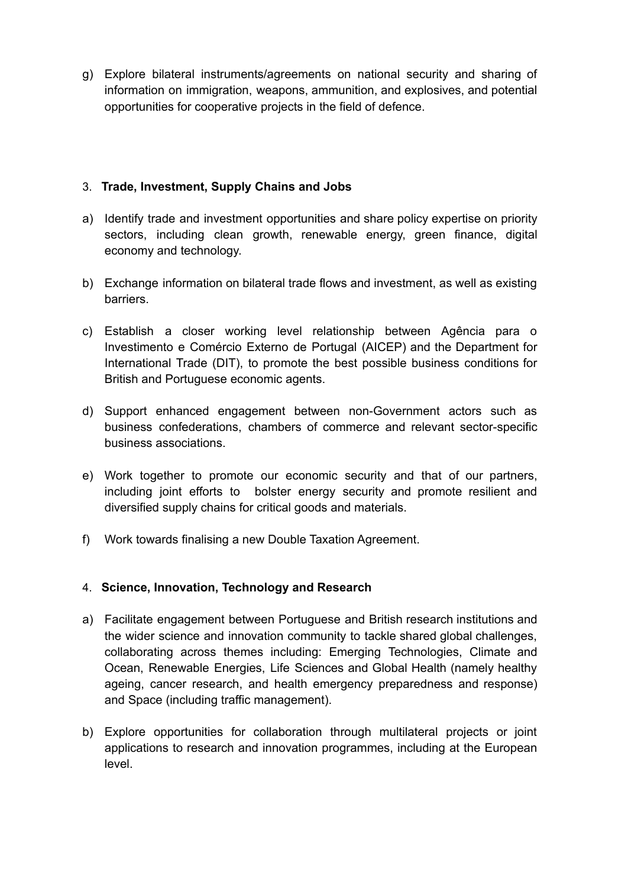g) Explore bilateral instruments/agreements on national security and sharing of information on immigration, weapons, ammunition, and explosives, and potential opportunities for cooperative projects in the field of defence.

### 3. Trade, Investment, Supply Chains and Jobs

a) Identify trade and investment opportunities and share policy expertise on priority sectors, including clean growth, renewable energy, green finance, digital economy and technology.

b) Exchange information on bilateral trade flows and investment, as well as existing barriers.

c) Establish a closer working level relationship between Agência para o Investimento e Comércio Externo de Portugal (AICEP) and the Department for International Trade (DIT), to promote the best possible business conditions for British and Portuguese economic agents.

d) Support enhanced engagement between non-Government actors such as business confederations, chambers of commerce and relevant sector-specific business associations.

e) Work together to promote our economic security and that of our partners, including joint efforts to bolster energy security and promote resilient and diversified supply chains for critical goods and materials.

f) Work towards finalising a new Double Taxation Agreement.

### 4. Science, Innovation, Technology and Research

a) Facilitate engagement between Portuguese and British research institutions and the wider science and innovation community to tackle shared global challenges, collaborating across themes including: Emerging Technologies, Climate and Ocean, Renewable Energies, Life Sciences and Global Health (namely healthy ageing, cancer research, and health emergency preparedness and response) and Space (including traffic management).

b) Explore opportunities for collaboration through multilateral projects or joint applications to research and innovation programmes, including at the European level.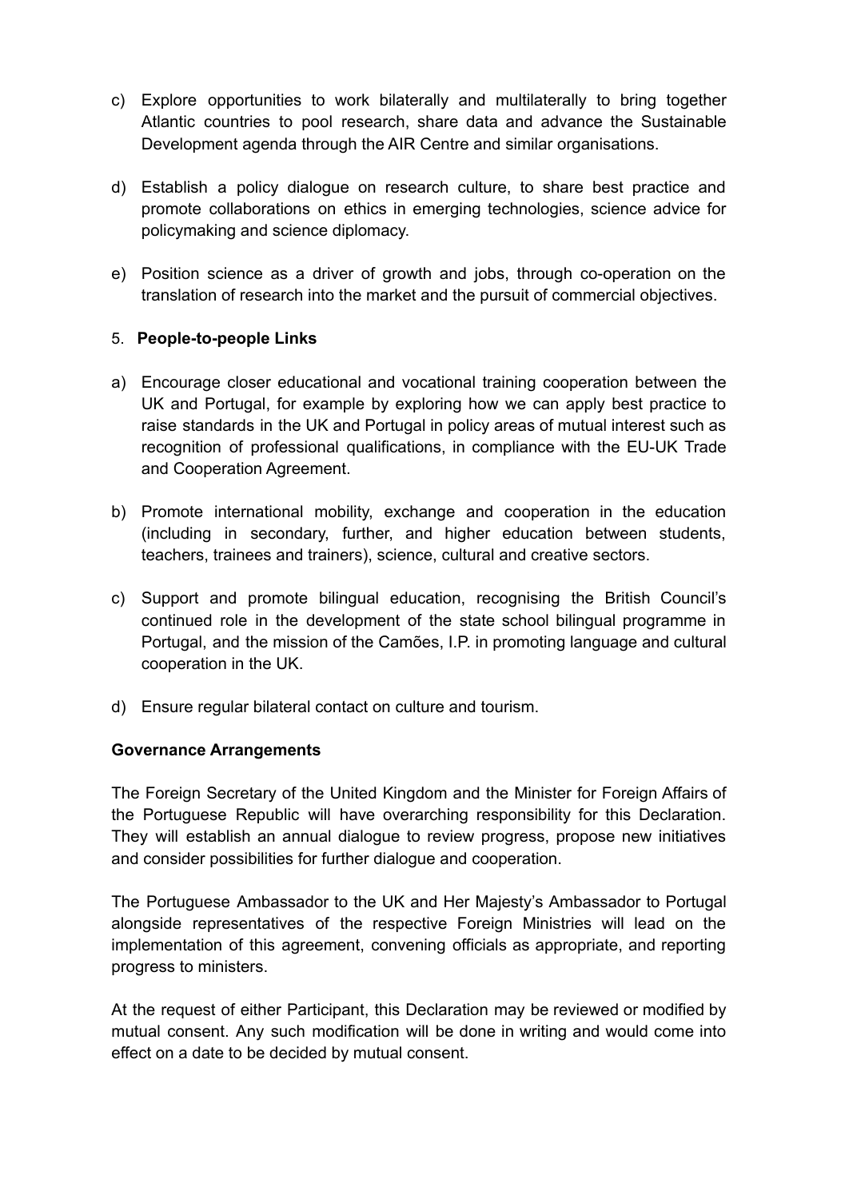c) Explore opportunities to work bilaterally and multilaterally to bring together Atlantic countries to pool research, share data and advance the Sustainable Development agenda through the AIR Centre and similar organisations.

d) Establish a policy dialogue on research culture, to share best practice and promote collaborations on ethics in emerging technologies, science advice for policymaking and science diplomacy.

e) Position science as a driver of growth and jobs, through co-operation on the translation of research into the market and the pursuit of commercial objectives.

5. **People-to-people Links**

a) Encourage closer educational and vocational training cooperation between the UK and Portugal, for example by exploring how we can apply best practice to raise standards in the UK and Portugal in policy areas of mutual interest such as recognition of professional qualifications, in compliance with the EU-UK Trade and Cooperation Agreement.

b) Promote international mobility, exchange and cooperation in the education (including in secondary, further, and higher education between students, teachers, trainees and trainers), science, cultural and creative sectors.

c) Support and promote bilingual education, recognising the British Council's continued role in the development of the state school bilingual programme in Portugal, and the mission of the Camões, I.P. in promoting language and cultural cooperation in the UK.

d) Ensure regular bilateral contact on culture and tourism.

**Governance Arrangements**

The Foreign Secretary of the United Kingdom and the Minister for Foreign Affairs of the Portuguese Republic will have overarching responsibility for this Declaration. They will establish an annual dialogue to review progress, propose new initiatives and consider possibilities for further dialogue and cooperation.

The Portuguese Ambassador to the UK and Her Majesty's Ambassador to Portugal alongside representatives of the respective Foreign Ministries will lead on the implementation of this agreement, convening officials as appropriate, and reporting progress to ministers.

At the request of either Participant, this Declaration may be reviewed or modified by mutual consent. Any such modification will be done in writing and would come into effect on a date to be decided by mutual consent.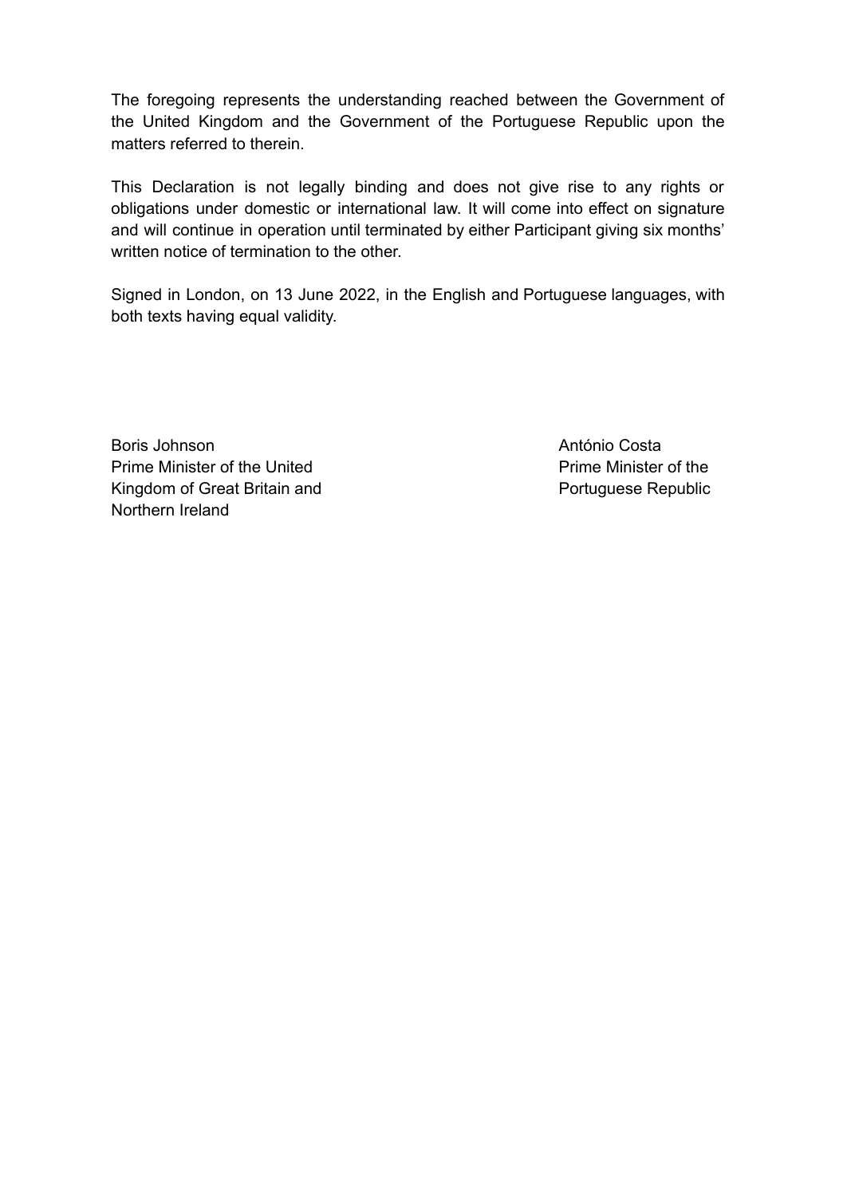The foregoing represents the understanding reached between the Government of the United Kingdom and the Government of the Portuguese Republic upon the matters referred to therein.

This Declaration is not legally binding and does not give rise to any rights or obligations under domestic or international law. It will come into effect on signature and will continue in operation until terminated by either Participant giving six months' written notice of termination to the other.

Signed in London, on 13 June 2022, in the English and Portuguese languages, with both texts having equal validity.

Boris Johnson
Prime Minister of the United Kingdom of Great Britain and Northern Ireland

António Costa
Prime Minister of the Portuguese Republic